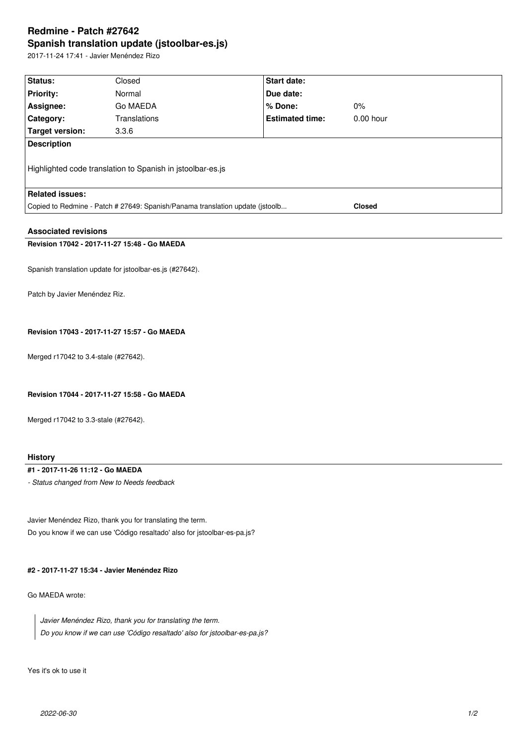# Redmine - Patch #27642

## Spanish translation update (jstoolbar-es.js)

2017-11-24 17:41 - Javier Menéndez Rizo

| Status: | Closed | Start date: | |
|---|---|---|---|
| Priority: | Normal | Due date: | |
| Assignee: | Go MAEDA | % Done: | 0% |
| Category: | Translations | Estimated time: | 0.00 hour |
| Target version: | 3.3.6 | | |

**Description**

Highlighted code translation to Spanish in jstoolbar-es.js

**Related issues:**

| | |
|---|---|
| Copied to Redmine - Patch # 27649: Spanish/Panama translation update (jstoolb... | **Closed** |

### Associated revisions

**Revision 17042 - 2017-11-27 15:48 - Go MAEDA**

Spanish translation update for jstoolbar-es.js (#27642).

Patch by Javier Menéndez Riz.

**Revision 17043 - 2017-11-27 15:57 - Go MAEDA**

Merged r17042 to 3.4-stale (#27642).

**Revision 17044 - 2017-11-27 15:58 - Go MAEDA**

Merged r17042 to 3.3-stale (#27642).

### History

**#1 - 2017-11-26 11:12 - Go MAEDA**

*- Status changed from New to Needs feedback*

Javier Menéndez Rizo, thank you for translating the term.
Do you know if we can use 'Código resaltado' also for jstoolbar-es-pa.js?

**#2 - 2017-11-27 15:34 - Javier Menéndez Rizo**

Go MAEDA wrote:

> *Javier Menéndez Rizo, thank you for translating the term.*
> *Do you know if we can use 'Código resaltado' also for jstoolbar-es-pa.js?*

Yes it's ok to use it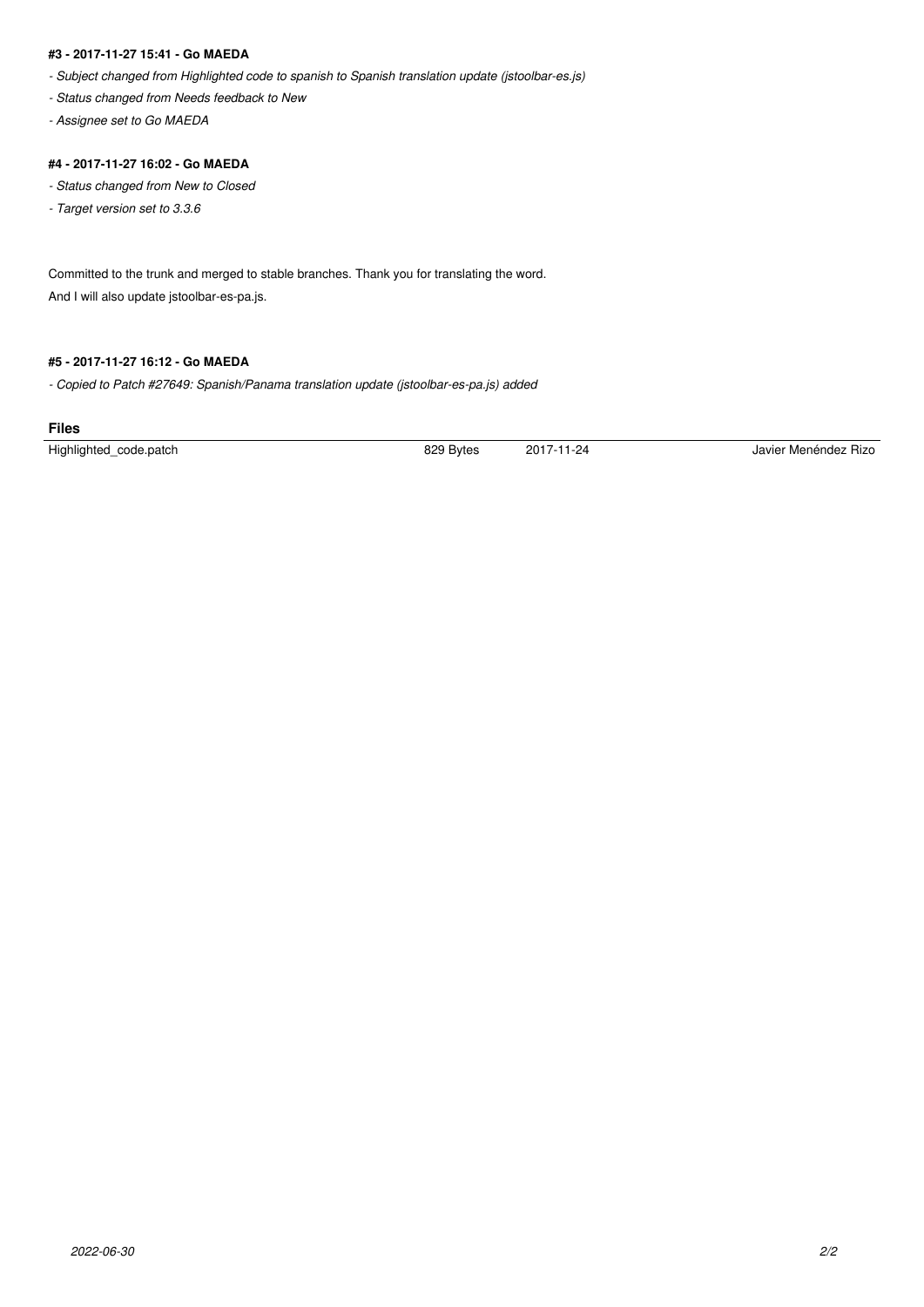#### #3 - 2017-11-27 15:41 - Go MAEDA

- *Subject changed from Highlighted code to spanish to Spanish translation update (jstoolbar-es.js)*
- *Status changed from Needs feedback to New*
- *Assignee set to Go MAEDA*

#### #4 - 2017-11-27 16:02 - Go MAEDA

- *Status changed from New to Closed*
- *Target version set to 3.3.6*

Committed to the trunk and merged to stable branches. Thank you for translating the word.
And I will also update jstoolbar-es-pa.js.

#### #5 - 2017-11-27 16:12 - Go MAEDA

- *Copied to Patch #27649: Spanish/Panama translation update (jstoolbar-es-pa.js) added*

### Files

| | | | |
|---|---|---|---|
| Highlighted_code.patch | 829 Bytes | 2017-11-24 | Javier Menéndez Rizo |